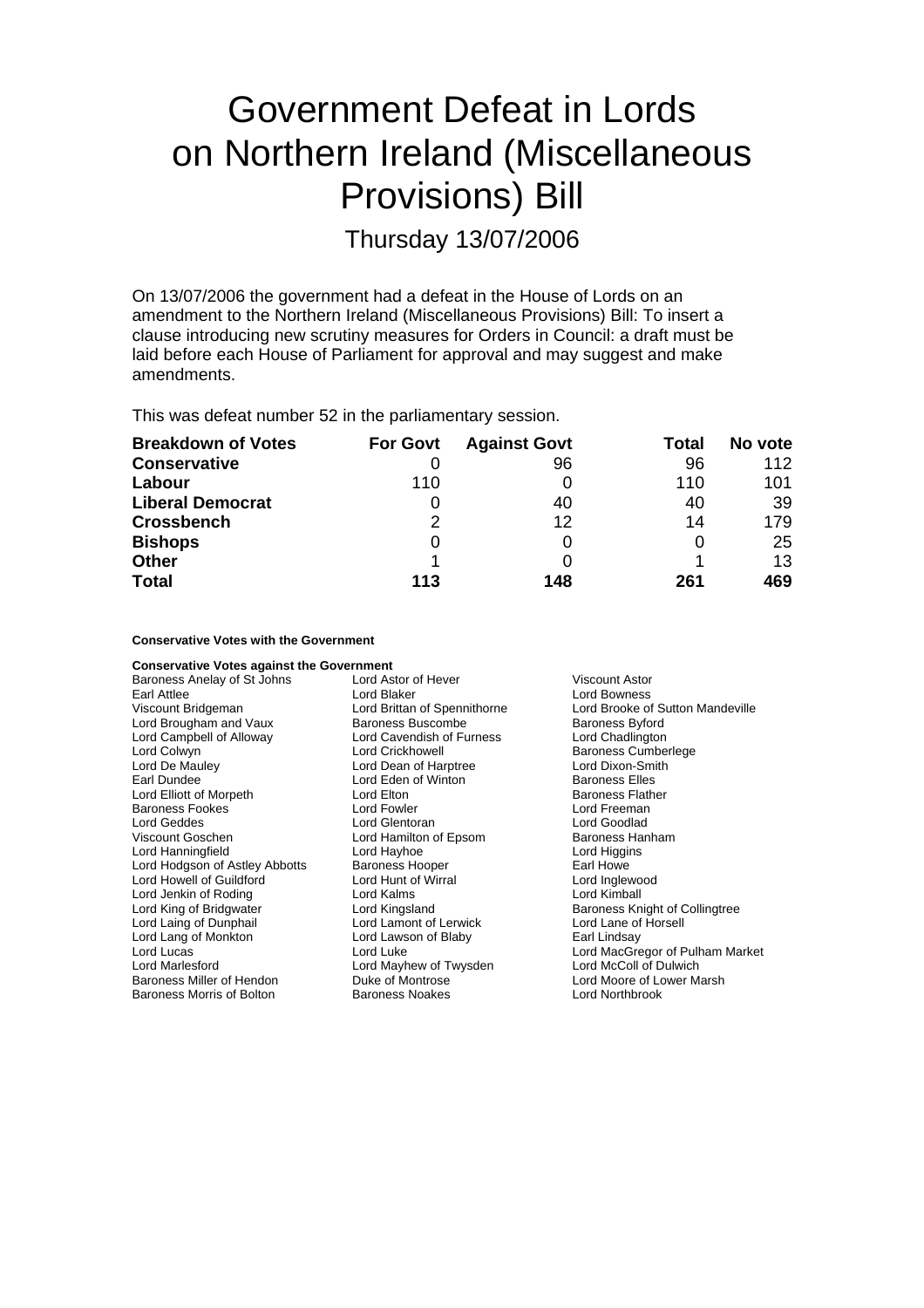# Government Defeat in Lords on Northern Ireland (Miscellaneous Provisions) Bill

## Thursday 13/07/2006

On 13/07/2006 the government had a defeat in the House of Lords on an amendment to the Northern Ireland (Miscellaneous Provisions) Bill: To insert a clause introducing new scrutiny measures for Orders in Council: a draft must be laid before each House of Parliament for approval and may suggest and make amendments.

This was defeat number 52 in the parliamentary session.

| Breakdown of Votes | For Govt | Against Govt | Total | No vote |
|---|---|---|---|---|
| **Conservative** | 0 | 96 | 96 | 112 |
| **Labour** | 110 | 0 | 110 | 101 |
| **Liberal Democrat** | 0 | 40 | 40 | 39 |
| **Crossbench** | 2 | 12 | 14 | 179 |
| **Bishops** | 0 | 0 | 0 | 25 |
| **Other** | 1 | 0 | 1 | 13 |
| **Total** | **113** | **148** | **261** | **469** |

**Conservative Votes with the Government**

**Conservative Votes against the Government**

Baroness Anelay of St Johns
Lord Astor of Hever
Viscount Astor
Earl Attlee
Lord Blaker
Lord Bowness
Viscount Bridgeman
Lord Brittan of Spennithorne
Lord Brooke of Sutton Mandeville
Lord Brougham and Vaux
Baroness Buscombe
Baroness Byford
Lord Campbell of Alloway
Lord Cavendish of Furness
Lord Chadlington
Lord Colwyn
Lord Crickhowell
Baroness Cumberlege
Lord De Mauley
Lord Dean of Harptree
Lord Dixon-Smith
Earl Dundee
Lord Eden of Winton
Baroness Elles
Lord Elliott of Morpeth
Lord Elton
Baroness Flather
Baroness Fookes
Lord Fowler
Lord Freeman
Lord Geddes
Lord Glentoran
Lord Goodlad
Viscount Goschen
Lord Hamilton of Epsom
Baroness Hanham
Lord Hanningfield
Lord Hayhoe
Lord Higgins
Lord Hodgson of Astley Abbotts
Baroness Hooper
Earl Howe
Lord Howell of Guildford
Lord Hunt of Wirral
Lord Inglewood
Lord Jenkin of Roding
Lord Kalms
Lord Kimball
Lord King of Bridgwater
Lord Kingsland
Baroness Knight of Collingtree
Lord Laing of Dunphail
Lord Lamont of Lerwick
Lord Lane of Horsell
Lord Lang of Monkton
Lord Lawson of Blaby
Earl Lindsay
Lord Lucas
Lord Luke
Lord MacGregor of Pulham Market
Lord Marlesford
Lord Mayhew of Twysden
Lord McColl of Dulwich
Baroness Miller of Hendon
Duke of Montrose
Lord Moore of Lower Marsh
Baroness Morris of Bolton
Baroness Noakes
Lord Northbrook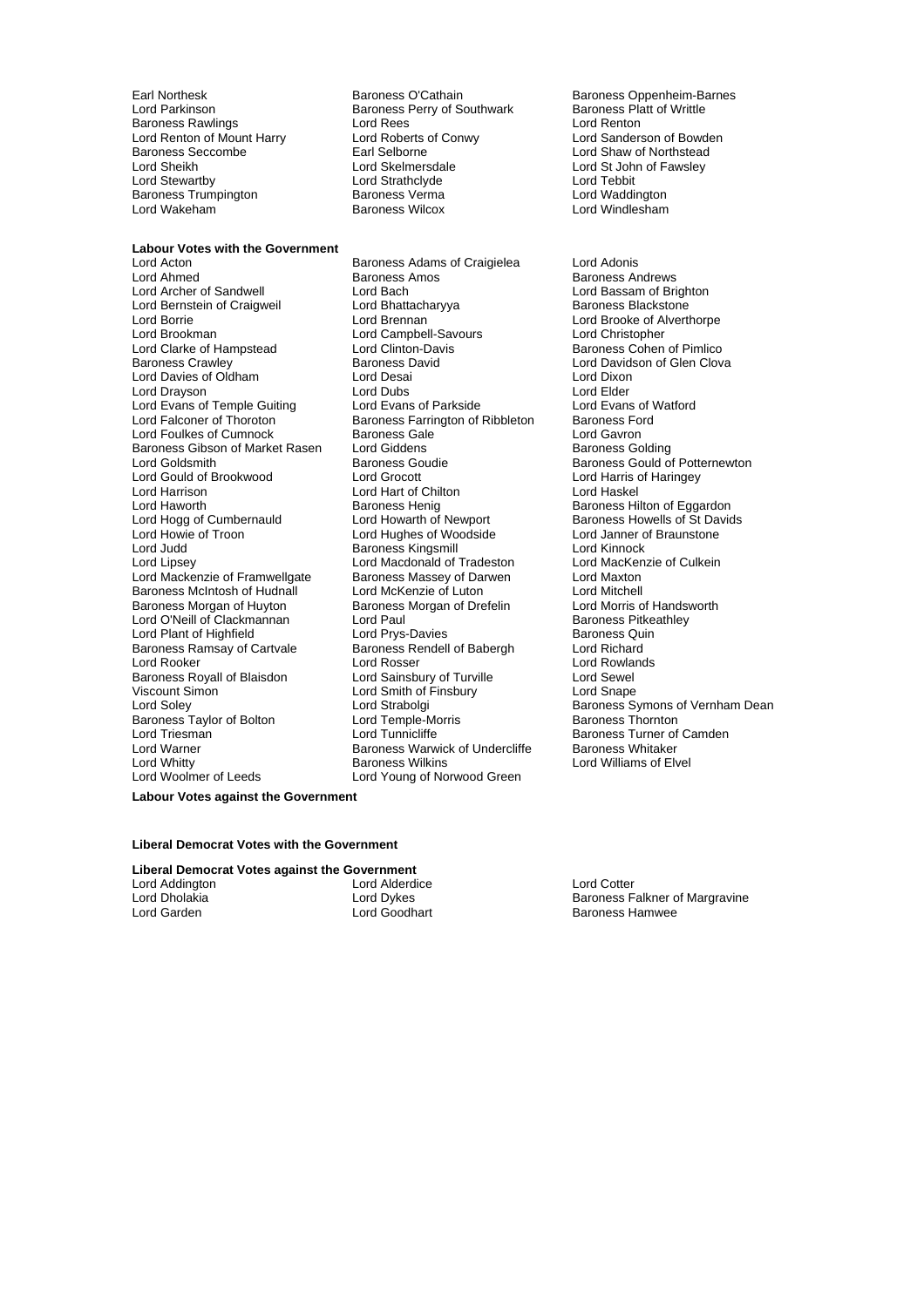Earl Northesk
Lord Parkinson
Baroness Rawlings
Lord Renton of Mount Harry
Baroness Seccombe
Lord Sheikh
Lord Stewartby
Baroness Trumpington
Lord Wakeham
Baroness O'Cathain
Baroness Perry of Southwark
Lord Rees
Lord Roberts of Conwy
Earl Selborne
Lord Skelmersdale
Lord Strathclyde
Baroness Verma
Baroness Wilcox
Baroness Oppenheim-Barnes
Baroness Platt of Writtle
Lord Renton
Lord Sanderson of Bowden
Lord Shaw of Northstead
Lord St John of Fawsley
Lord Tebbit
Lord Waddington
Lord Windlesham

**Labour Votes with the Government**

Lord Acton
Lord Ahmed
Lord Archer of Sandwell
Lord Bernstein of Craigweil
Lord Borrie
Lord Brookman
Lord Clarke of Hampstead
Baroness Crawley
Lord Davies of Oldham
Lord Drayson
Lord Evans of Temple Guiting
Lord Falconer of Thoroton
Lord Foulkes of Cumnock
Baroness Gibson of Market Rasen
Lord Goldsmith
Lord Gould of Brookwood
Lord Harrison
Lord Haworth
Lord Hogg of Cumbernauld
Lord Howie of Troon
Lord Judd
Lord Lipsey
Lord Mackenzie of Framwellgate
Baroness McIntosh of Hudnall
Baroness Morgan of Huyton
Lord O'Neill of Clackmannan
Lord Plant of Highfield
Baroness Ramsay of Cartvale
Lord Rooker
Baroness Royall of Blaisdon
Viscount Simon
Lord Soley
Baroness Taylor of Bolton
Lord Triesman
Lord Warner
Lord Whitty
Lord Woolmer of Leeds
Baroness Adams of Craigielea
Baroness Amos
Lord Bach
Lord Bhattacharyya
Lord Brennan
Lord Campbell-Savours
Lord Clinton-Davis
Baroness David
Lord Desai
Lord Dubs
Lord Evans of Parkside
Baroness Farrington of Ribbleton
Baroness Gale
Lord Giddens
Baroness Goudie
Lord Grocott
Lord Hart of Chilton
Baroness Henig
Lord Howarth of Newport
Lord Hughes of Woodside
Baroness Kingsmill
Lord Macdonald of Tradeston
Baroness Massey of Darwen
Lord McKenzie of Luton
Baroness Morgan of Drefelin
Lord Paul
Lord Prys-Davies
Baroness Rendell of Babergh
Lord Rosser
Lord Sainsbury of Turville
Lord Smith of Finsbury
Lord Strabolgi
Lord Temple-Morris
Lord Tunnicliffe
Baroness Warwick of Undercliffe
Baroness Wilkins
Lord Young of Norwood Green
Lord Adonis
Baroness Andrews
Lord Bassam of Brighton
Baroness Blackstone
Lord Brooke of Alverthorpe
Lord Christopher
Baroness Cohen of Pimlico
Lord Davidson of Glen Clova
Lord Dixon
Lord Elder
Lord Evans of Watford
Baroness Ford
Lord Gavron
Baroness Golding
Baroness Gould of Potternewton
Lord Harris of Haringey
Lord Haskel
Baroness Hilton of Eggardon
Baroness Howells of St Davids
Lord Janner of Braunstone
Lord Kinnock
Lord MacKenzie of Culkein
Lord Maxton
Lord Mitchell
Lord Morris of Handsworth
Baroness Pitkeathley
Baroness Quin
Lord Richard
Lord Rowlands
Lord Sewel
Lord Snape
Baroness Symons of Vernham Dean
Baroness Thornton
Baroness Turner of Camden
Baroness Whitaker
Lord Williams of Elvel

**Labour Votes against the Government**

**Liberal Democrat Votes with the Government**

**Liberal Democrat Votes against the Government**

Lord Addington
Lord Dholakia
Lord Garden
Lord Alderdice
Lord Dykes
Lord Goodhart
Lord Cotter
Baroness Falkner of Margravine
Baroness Hamwee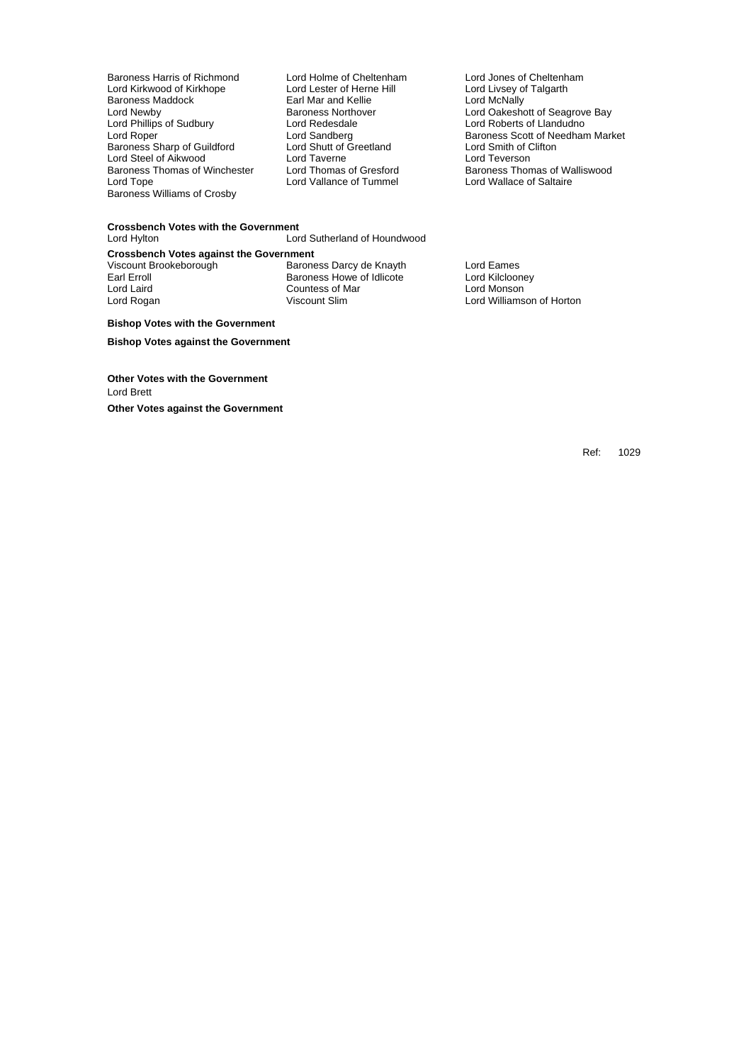| | | |
|---|---|---|
| Baroness Harris of Richmond | Lord Holme of Cheltenham | Lord Jones of Cheltenham |
| Lord Kirkwood of Kirkhope | Lord Lester of Herne Hill | Lord Livsey of Talgarth |
| Baroness Maddock | Earl Mar and Kellie | Lord McNally |
| Lord Newby | Baroness Northover | Lord Oakeshott of Seagrove Bay |
| Lord Phillips of Sudbury | Lord Redesdale | Lord Roberts of Llandudno |
| Lord Roper | Lord Sandberg | Baroness Scott of Needham Market |
| Baroness Sharp of Guildford | Lord Shutt of Greetland | Lord Smith of Clifton |
| Lord Steel of Aikwood | Lord Taverne | Lord Teverson |
| Baroness Thomas of Winchester | Lord Thomas of Gresford | Baroness Thomas of Walliswood |
| Lord Tope | Lord Vallance of Tummel | Lord Wallace of Saltaire |
| Baroness Williams of Crosby | | |

**Crossbench Votes with the Government**

| | |
|---|---|
| Lord Hylton | Lord Sutherland of Houndwood |

**Crossbench Votes against the Government**

| | | |
|---|---|---|
| Viscount Brookeborough | Baroness Darcy de Knayth | Lord Eames |
| Earl Erroll | Baroness Howe of Idlicote | Lord Kilclooney |
| Lord Laird | Countess of Mar | Lord Monson |
| Lord Rogan | Viscount Slim | Lord Williamson of Horton |

**Bishop Votes with the Government**

**Bishop Votes against the Government**

**Other Votes with the Government**

Lord Brett

**Other Votes against the Government**

Ref: 1029